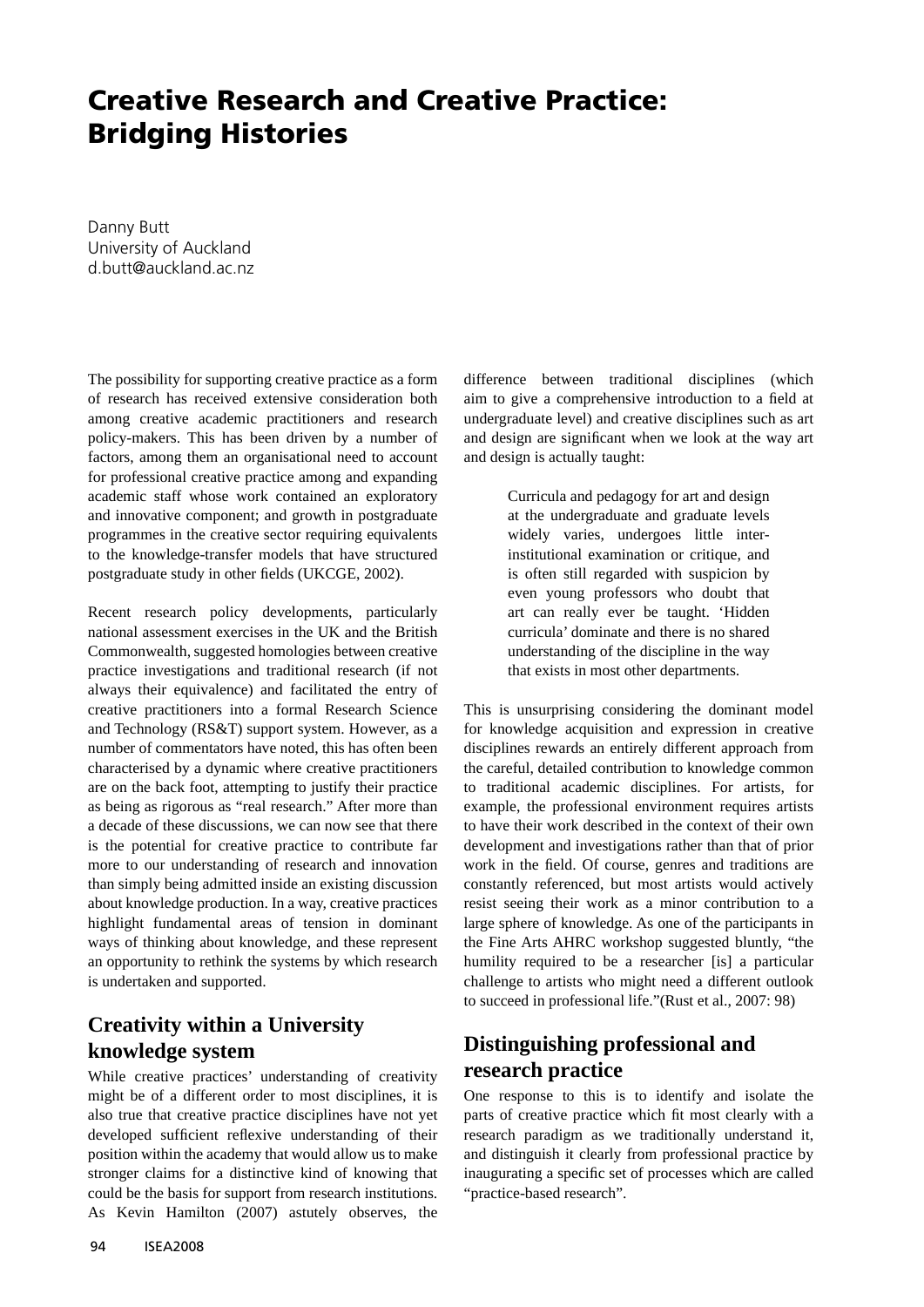# Creative Research and Creative Practice: Bridging Histories

Danny Butt
University of Auckland
d.butt@auckland.ac.nz

The possibility for supporting creative practice as a form of research has received extensive consideration both among creative academic practitioners and research policy-makers. This has been driven by a number of factors, among them an organisational need to account for professional creative practice among and expanding academic staff whose work contained an exploratory and innovative component; and growth in postgraduate programmes in the creative sector requiring equivalents to the knowledge-transfer models that have structured postgraduate study in other fields (UKCGE, 2002).

Recent research policy developments, particularly national assessment exercises in the UK and the British Commonwealth, suggested homologies between creative practice investigations and traditional research (if not always their equivalence) and facilitated the entry of creative practitioners into a formal Research Science and Technology (RS&T) support system. However, as a number of commentators have noted, this has often been characterised by a dynamic where creative practitioners are on the back foot, attempting to justify their practice as being as rigorous as "real research." After more than a decade of these discussions, we can now see that there is the potential for creative practice to contribute far more to our understanding of research and innovation than simply being admitted inside an existing discussion about knowledge production. In a way, creative practices highlight fundamental areas of tension in dominant ways of thinking about knowledge, and these represent an opportunity to rethink the systems by which research is undertaken and supported.

## Creativity within a University knowledge system

While creative practices' understanding of creativity might be of a different order to most disciplines, it is also true that creative practice disciplines have not yet developed sufficient reflexive understanding of their position within the academy that would allow us to make stronger claims for a distinctive kind of knowing that could be the basis for support from research institutions. As Kevin Hamilton (2007) astutely observes, the difference between traditional disciplines (which aim to give a comprehensive introduction to a field at undergraduate level) and creative disciplines such as art and design are significant when we look at the way art and design is actually taught:

> Curricula and pedagogy for art and design at the undergraduate and graduate levels widely varies, undergoes little inter-institutional examination or critique, and is often still regarded with suspicion by even young professors who doubt that art can really ever be taught. 'Hidden curricula' dominate and there is no shared understanding of the discipline in the way that exists in most other departments.

This is unsurprising considering the dominant model for knowledge acquisition and expression in creative disciplines rewards an entirely different approach from the careful, detailed contribution to knowledge common to traditional academic disciplines. For artists, for example, the professional environment requires artists to have their work described in the context of their own development and investigations rather than that of prior work in the field. Of course, genres and traditions are constantly referenced, but most artists would actively resist seeing their work as a minor contribution to a large sphere of knowledge. As one of the participants in the Fine Arts AHRC workshop suggested bluntly, "the humility required to be a researcher [is] a particular challenge to artists who might need a different outlook to succeed in professional life."(Rust et al., 2007: 98)

## Distinguishing professional and research practice

One response to this is to identify and isolate the parts of creative practice which fit most clearly with a research paradigm as we traditionally understand it, and distinguish it clearly from professional practice by inaugurating a specific set of processes which are called "practice-based research".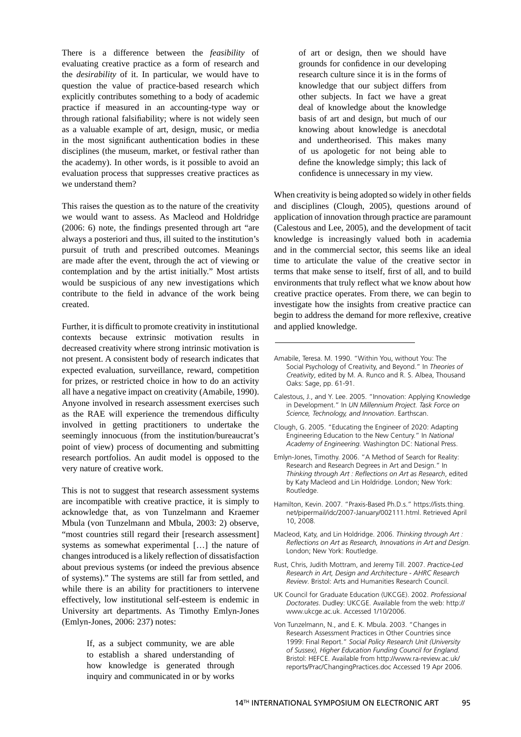There is a difference between the *feasibility* of evaluating creative practice as a form of research and the *desirability* of it. In particular, we would have to question the value of practice-based research which explicitly contributes something to a body of academic practice if measured in an accounting-type way or through rational falsifiability; where is not widely seen as a valuable example of art, design, music, or media in the most significant authentication bodies in these disciplines (the museum, market, or festival rather than the academy). In other words, is it possible to avoid an evaluation process that suppresses creative practices as we understand them?

This raises the question as to the nature of the creativity we would want to assess. As Macleod and Holdridge (2006: 6) note, the findings presented through art "are always a posteriori and thus, ill suited to the institution's pursuit of truth and prescribed outcomes. Meanings are made after the event, through the act of viewing or contemplation and by the artist initially." Most artists would be suspicious of any new investigations which contribute to the field in advance of the work being created.

Further, it is difficult to promote creativity in institutional contexts because extrinsic motivation results in decreased creativity where strong intrinsic motivation is not present. A consistent body of research indicates that expected evaluation, surveillance, reward, competition for prizes, or restricted choice in how to do an activity all have a negative impact on creativity (Amabile, 1990). Anyone involved in research assessment exercises such as the RAE will experience the tremendous difficulty involved in getting practitioners to undertake the seemingly innocuous (from the institution/bureaucrat's point of view) process of documenting and submitting research portfolios. An audit model is opposed to the very nature of creative work.

This is not to suggest that research assessment systems are incompatible with creative practice, it is simply to acknowledge that, as von Tunzelmann and Kraemer Mbula (von Tunzelmann and Mbula, 2003: 2) observe, "most countries still regard their [research assessment] systems as somewhat experimental […] the nature of changes introduced is a likely reflection of dissatisfaction about previous systems (or indeed the previous absence of systems)." The systems are still far from settled, and while there is an ability for practitioners to intervene effectively, low institutional self-esteem is endemic in University art departments. As Timothy Emlyn-Jones (Emlyn-Jones, 2006: 237) notes:

> If, as a subject community, we are able to establish a shared understanding of how knowledge is generated through inquiry and communicated in or by works of art or design, then we should have grounds for confidence in our developing research culture since it is in the forms of knowledge that our subject differs from other subjects. In fact we have a great deal of knowledge about the knowledge basis of art and design, but much of our knowing about knowledge is anecdotal and undertheorised. This makes many of us apologetic for not being able to define the knowledge simply; this lack of confidence is unnecessary in my view.

When creativity is being adopted so widely in other fields and disciplines (Clough, 2005), questions around of application of innovation through practice are paramount (Calestous and Lee, 2005), and the development of tacit knowledge is increasingly valued both in academia and in the commercial sector, this seems like an ideal time to articulate the value of the creative sector in terms that make sense to itself, first of all, and to build environments that truly reflect what we know about how creative practice operates. From there, we can begin to investigate how the insights from creative practice can begin to address the demand for more reflexive, creative and applied knowledge.

---

Amabile, Teresa. M. 1990. "Within You, without You: The Social Psychology of Creativity, and Beyond." In *Theories of Creativity*, edited by M. A. Runco and R. S. Albea, Thousand Oaks: Sage, pp. 61-91.

Calestous, J., and Y. Lee. 2005. "Innovation: Applying Knowledge in Development." In *UN Millennium Project. Task Force on Science, Technology, and Innovation*. Earthscan.

Clough, G. 2005. "Educating the Engineer of 2020: Adapting Engineering Education to the New Century." In *National Academy of Engineering.* Washington DC: National Press.

Emlyn-Jones, Timothy. 2006. "A Method of Search for Reality: Research and Research Degrees in Art and Design." In *Thinking through Art : Reflections on Art as Research*, edited by Katy Macleod and Lin Holdridge. London; New York: Routledge.

Hamilton, Kevin. 2007. "Praxis-Based Ph.D.s." https://lists.thing.net/pipermail/idc/2007-January/002111.html. Retrieved April 10, 2008.

Macleod, Katy, and Lin Holdridge. 2006. *Thinking through Art : Reflections on Art as Research, Innovations in Art and Design.* London; New York: Routledge.

Rust, Chris, Judith Mottram, and Jeremy Till. 2007. *Practice-Led Research in Art, Design and Architecture - AHRC Research Review*. Bristol: Arts and Humanities Research Council.

UK Council for Graduate Education (UKCGE). 2002. *Professional Doctorates*. Dudley: UKCGE. Available from the web: http://www.ukcge.ac.uk. Accessed 1/10/2006.

Von Tunzelmann, N., and E. K. Mbula. 2003. "Changes in Research Assessment Practices in Other Countries since 1999: Final Report." *Social Policy Research Unit (University of Sussex), Higher Education Funding Council for England.* Bristol: HEFCE. Available from http://www.ra-review.ac.uk/reports/Prac/ChangingPractices.doc Accessed 19 Apr 2006.